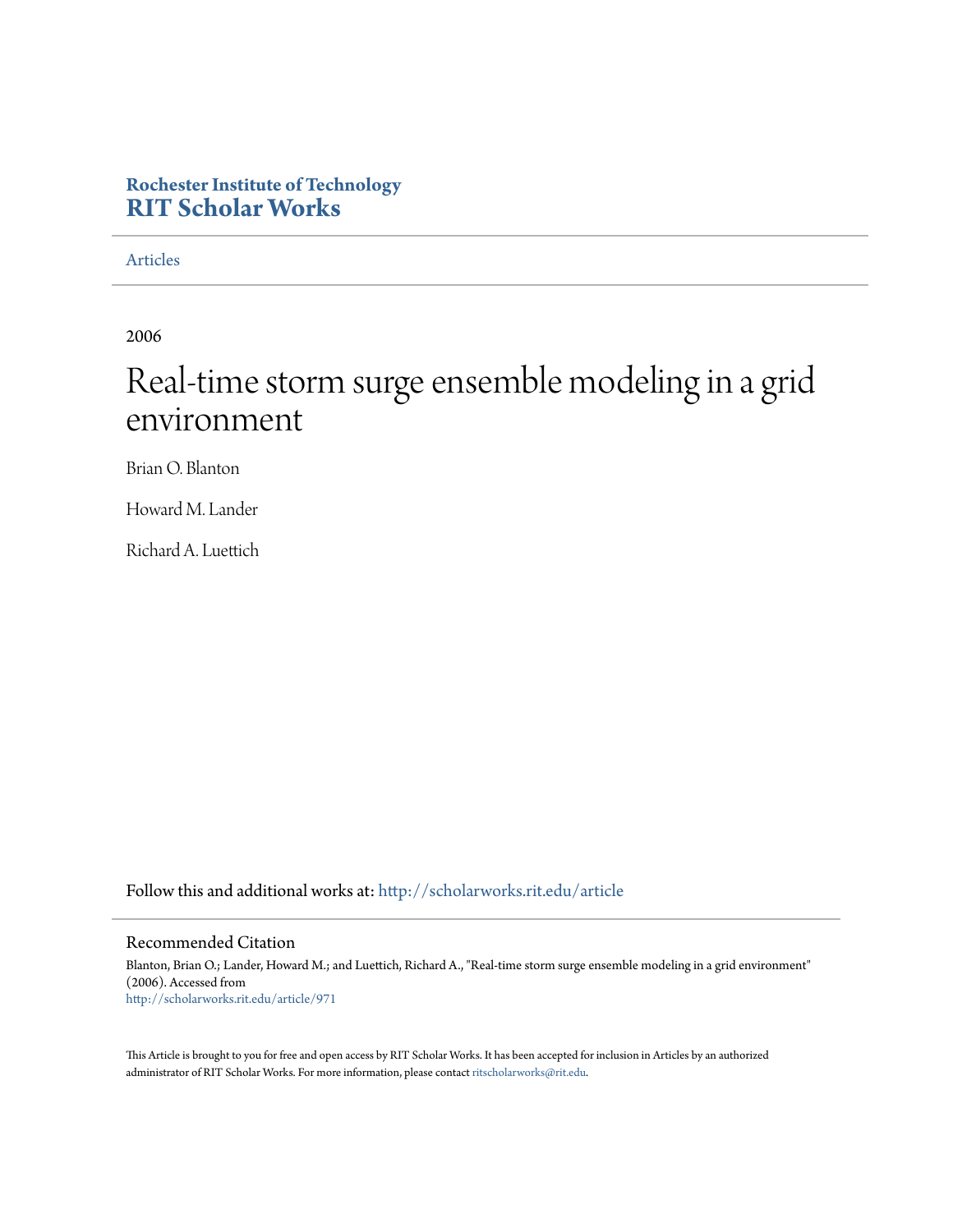**Rochester Institute of Technology**
**RIT Scholar Works**

Articles

2006

# Real-time storm surge ensemble modeling in a grid environment

Brian O. Blanton

Howard M. Lander

Richard A. Luettich

Follow this and additional works at: http://scholarworks.rit.edu/article

## Recommended Citation

Blanton, Brian O.; Lander, Howard M.; and Luettich, Richard A., "Real-time storm surge ensemble modeling in a grid environment" (2006). Accessed from
http://scholarworks.rit.edu/article/971

This Article is brought to you for free and open access by RIT Scholar Works. It has been accepted for inclusion in Articles by an authorized administrator of RIT Scholar Works. For more information, please contact ritscholarworks@rit.edu.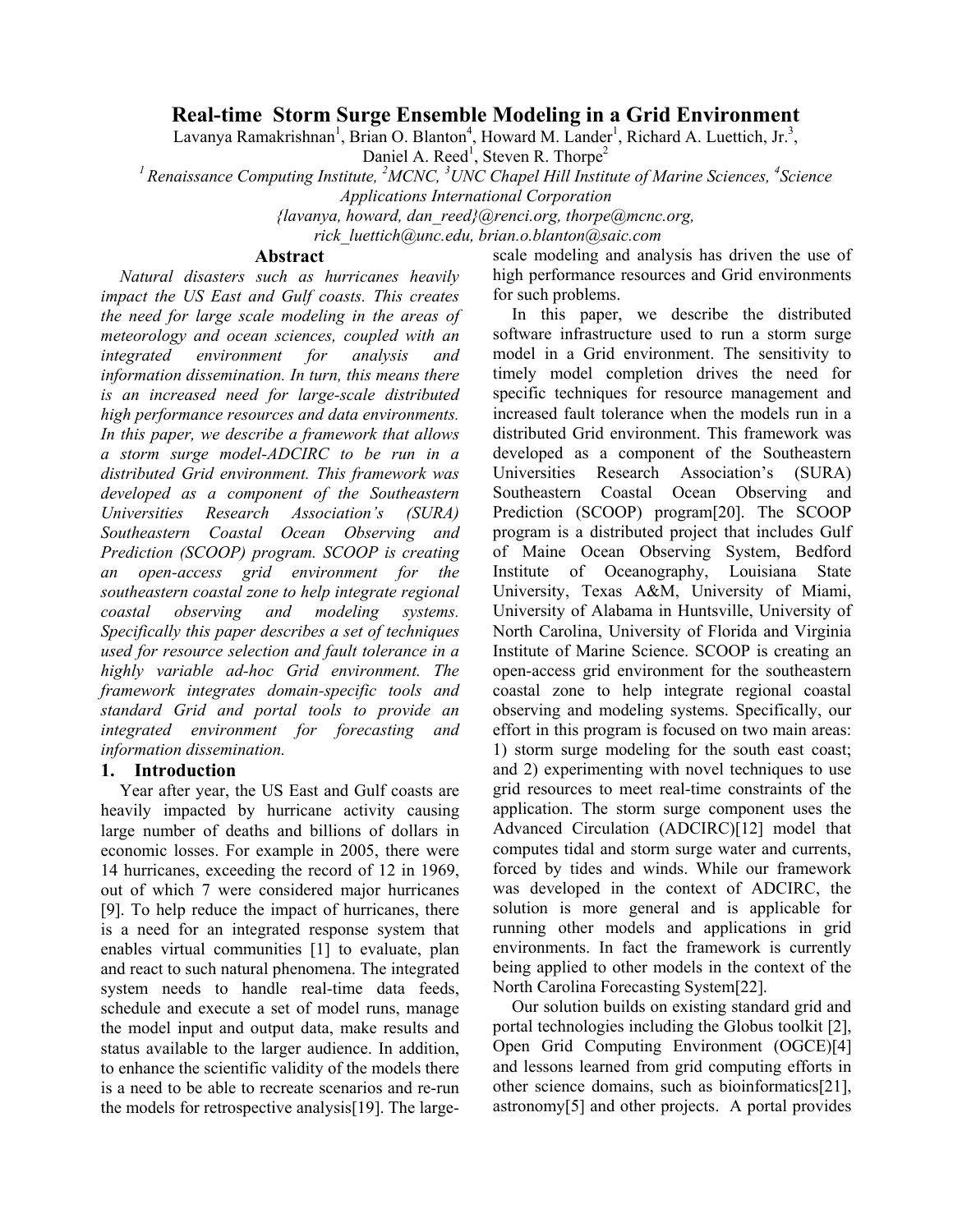# Real-time Storm Surge Ensemble Modeling in a Grid Environment

Lavanya Ramakrishnan[1], Brian O. Blanton[4], Howard M. Lander[1], Richard A. Luettich, Jr.[3], Daniel A. Reed[1], Steven R. Thorpe[2]

[1] Renaissance Computing Institute, [2] MCNC, [3] UNC Chapel Hill Institute of Marine Sciences, [4] Science Applications International Corporation

{lavanya, howard, dan_reed}@renci.org, thorpe@mcnc.org, rick_luettich@unc.edu, brian.o.blanton@saic.com

## Abstract

*Natural disasters such as hurricanes heavily impact the US East and Gulf coasts. This creates the need for large scale modeling in the areas of meteorology and ocean sciences, coupled with an integrated environment for analysis and information dissemination. In turn, this means there is an increased need for large-scale distributed high performance resources and data environments. In this paper, we describe a framework that allows a storm surge model-ADCIRC to be run in a distributed Grid environment. This framework was developed as a component of the Southeastern Universities Research Association's (SURA) Southeastern Coastal Ocean Observing and Prediction (SCOOP) program. SCOOP is creating an open-access grid environment for the southeastern coastal zone to help integrate regional coastal observing and modeling systems. Specifically this paper describes a set of techniques used for resource selection and fault tolerance in a highly variable ad-hoc Grid environment. The framework integrates domain-specific tools and standard Grid and portal tools to provide an integrated environment for forecasting and information dissemination.*

## 1. Introduction

Year after year, the US East and Gulf coasts are heavily impacted by hurricane activity causing large number of deaths and billions of dollars in economic losses. For example in 2005, there were 14 hurricanes, exceeding the record of 12 in 1969, out of which 7 were considered major hurricanes [9]. To help reduce the impact of hurricanes, there is a need for an integrated response system that enables virtual communities [1] to evaluate, plan and react to such natural phenomena. The integrated system needs to handle real-time data feeds, schedule and execute a set of model runs, manage the model input and output data, make results and status available to the larger audience. In addition, to enhance the scientific validity of the models there is a need to be able to recreate scenarios and re-run the models for retrospective analysis[19]. The large-scale modeling and analysis has driven the use of high performance resources and Grid environments for such problems.

In this paper, we describe the distributed software infrastructure used to run a storm surge model in a Grid environment. The sensitivity to timely model completion drives the need for specific techniques for resource management and increased fault tolerance when the models run in a distributed Grid environment. This framework was developed as a component of the Southeastern Universities Research Association's (SURA) Southeastern Coastal Ocean Observing and Prediction (SCOOP) program[20]. The SCOOP program is a distributed project that includes Gulf of Maine Ocean Observing System, Bedford Institute of Oceanography, Louisiana State University, Texas A&M, University of Miami, University of Alabama in Huntsville, University of North Carolina, University of Florida and Virginia Institute of Marine Science. SCOOP is creating an open-access grid environment for the southeastern coastal zone to help integrate regional coastal observing and modeling systems. Specifically, our effort in this program is focused on two main areas: 1) storm surge modeling for the south east coast; and 2) experimenting with novel techniques to use grid resources to meet real-time constraints of the application. The storm surge component uses the Advanced Circulation (ADCIRC)[12] model that computes tidal and storm surge water and currents, forced by tides and winds. While our framework was developed in the context of ADCIRC, the solution is more general and is applicable for running other models and applications in grid environments. In fact the framework is currently being applied to other models in the context of the North Carolina Forecasting System[22].

Our solution builds on existing standard grid and portal technologies including the Globus toolkit [2], Open Grid Computing Environment (OGCE)[4] and lessons learned from grid computing efforts in other science domains, such as bioinformatics[21], astronomy[5] and other projects. A portal provides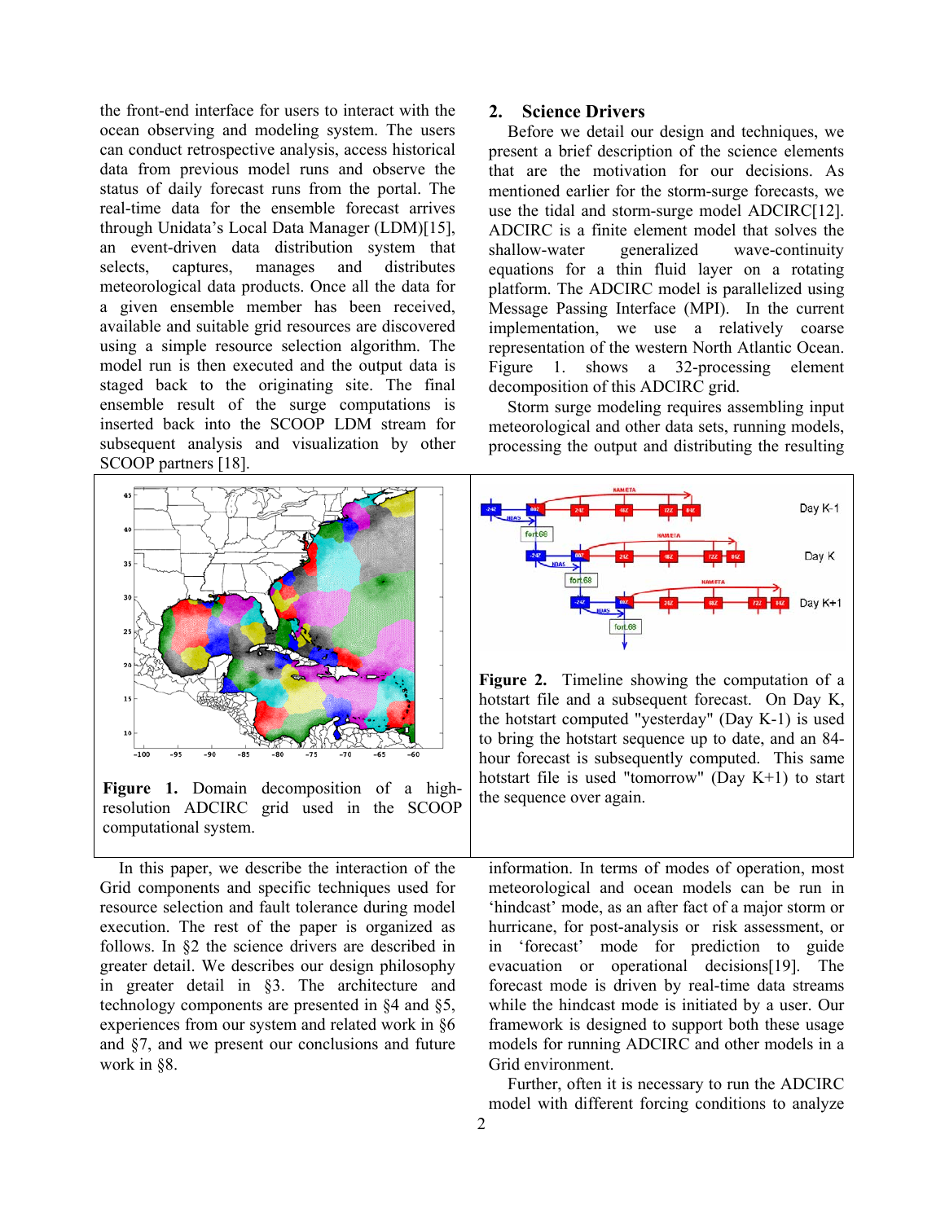the front-end interface for users to interact with the ocean observing and modeling system. The users can conduct retrospective analysis, access historical data from previous model runs and observe the status of daily forecast runs from the portal. The real-time data for the ensemble forecast arrives through Unidata's Local Data Manager (LDM)[15], an event-driven data distribution system that selects, captures, manages and distributes meteorological data products. Once all the data for a given ensemble member has been received, available and suitable grid resources are discovered using a simple resource selection algorithm. The model run is then executed and the output data is staged back to the originating site. The final ensemble result of the surge computations is inserted back into the SCOOP LDM stream for subsequent analysis and visualization by other SCOOP partners [18].

**Figure 1.** Domain decomposition of a high-resolution ADCIRC grid used in the SCOOP computational system.

**Figure 2.** Timeline showing the computation of a hotstart file and a subsequent forecast. On Day K, the hotstart computed "yesterday" (Day K-1) is used to bring the hotstart sequence up to date, and an 84-hour forecast is subsequently computed. This same hotstart file is used "tomorrow" (Day K+1) to start the sequence over again.

In this paper, we describe the interaction of the Grid components and specific techniques used for resource selection and fault tolerance during model execution. The rest of the paper is organized as follows. In §2 the science drivers are described in greater detail. We describes our design philosophy in greater detail in §3. The architecture and technology components are presented in §4 and §5, experiences from our system and related work in §6 and §7, and we present our conclusions and future work in §8.

## 2. Science Drivers

Before we detail our design and techniques, we present a brief description of the science elements that are the motivation for our decisions. As mentioned earlier for the storm-surge forecasts, we use the tidal and storm-surge model ADCIRC[12]. ADCIRC is a finite element model that solves the shallow-water generalized wave-continuity equations for a thin fluid layer on a rotating platform. The ADCIRC model is parallelized using Message Passing Interface (MPI). In the current implementation, we use a relatively coarse representation of the western North Atlantic Ocean. Figure 1. shows a 32-processing element decomposition of this ADCIRC grid.

Storm surge modeling requires assembling input meteorological and other data sets, running models, processing the output and distributing the resulting information. In terms of modes of operation, most meteorological and ocean models can be run in 'hindcast' mode, as an after fact of a major storm or hurricane, for post-analysis or risk assessment, or in 'forecast' mode for prediction to guide evacuation or operational decisions[19]. The forecast mode is driven by real-time data streams while the hindcast mode is initiated by a user. Our framework is designed to support both these usage models for running ADCIRC and other models in a Grid environment.

Further, often it is necessary to run the ADCIRC model with different forcing conditions to analyze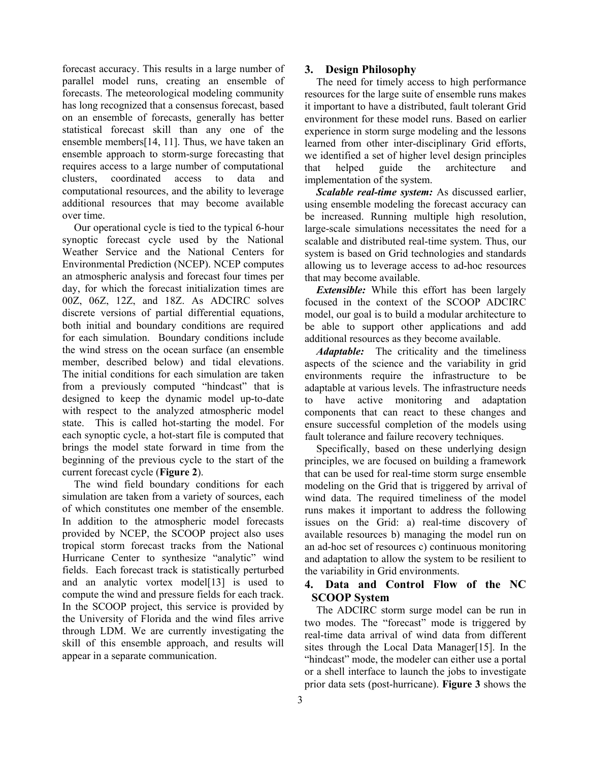forecast accuracy. This results in a large number of parallel model runs, creating an ensemble of forecasts. The meteorological modeling community has long recognized that a consensus forecast, based on an ensemble of forecasts, generally has better statistical forecast skill than any one of the ensemble members[14, 11]. Thus, we have taken an ensemble approach to storm-surge forecasting that requires access to a large number of computational clusters, coordinated access to data and computational resources, and the ability to leverage additional resources that may become available over time.

Our operational cycle is tied to the typical 6-hour synoptic forecast cycle used by the National Weather Service and the National Centers for Environmental Prediction (NCEP). NCEP computes an atmospheric analysis and forecast four times per day, for which the forecast initialization times are 00Z, 06Z, 12Z, and 18Z. As ADCIRC solves discrete versions of partial differential equations, both initial and boundary conditions are required for each simulation. Boundary conditions include the wind stress on the ocean surface (an ensemble member, described below) and tidal elevations. The initial conditions for each simulation are taken from a previously computed "hindcast" that is designed to keep the dynamic model up-to-date with respect to the analyzed atmospheric model state. This is called hot-starting the model. For each synoptic cycle, a hot-start file is computed that brings the model state forward in time from the beginning of the previous cycle to the start of the current forecast cycle (**Figure 2**).

The wind field boundary conditions for each simulation are taken from a variety of sources, each of which constitutes one member of the ensemble. In addition to the atmospheric model forecasts provided by NCEP, the SCOOP project also uses tropical storm forecast tracks from the National Hurricane Center to synthesize "analytic" wind fields. Each forecast track is statistically perturbed and an analytic vortex model[13] is used to compute the wind and pressure fields for each track. In the SCOOP project, this service is provided by the University of Florida and the wind files arrive through LDM. We are currently investigating the skill of this ensemble approach, and results will appear in a separate communication.

## 3. Design Philosophy

The need for timely access to high performance resources for the large suite of ensemble runs makes it important to have a distributed, fault tolerant Grid environment for these model runs. Based on earlier experience in storm surge modeling and the lessons learned from other inter-disciplinary Grid efforts, we identified a set of higher level design principles that helped guide the architecture and implementation of the system.

***Scalable real-time system:*** As discussed earlier, using ensemble modeling the forecast accuracy can be increased. Running multiple high resolution, large-scale simulations necessitates the need for a scalable and distributed real-time system. Thus, our system is based on Grid technologies and standards allowing us to leverage access to ad-hoc resources that may become available.

***Extensible:*** While this effort has been largely focused in the context of the SCOOP ADCIRC model, our goal is to build a modular architecture to be able to support other applications and add additional resources as they become available.

***Adaptable:*** The criticality and the timeliness aspects of the science and the variability in grid environments require the infrastructure to be adaptable at various levels. The infrastructure needs to have active monitoring and adaptation components that can react to these changes and ensure successful completion of the models using fault tolerance and failure recovery techniques.

Specifically, based on these underlying design principles, we are focused on building a framework that can be used for real-time storm surge ensemble modeling on the Grid that is triggered by arrival of wind data. The required timeliness of the model runs makes it important to address the following issues on the Grid: a) real-time discovery of available resources b) managing the model run on an ad-hoc set of resources c) continuous monitoring and adaptation to allow the system to be resilient to the variability in Grid environments.

## 4. Data and Control Flow of the NC SCOOP System

The ADCIRC storm surge model can be run in two modes. The "forecast" mode is triggered by real-time data arrival of wind data from different sites through the Local Data Manager[15]. In the "hindcast" mode, the modeler can either use a portal or a shell interface to launch the jobs to investigate prior data sets (post-hurricane). **Figure 3** shows the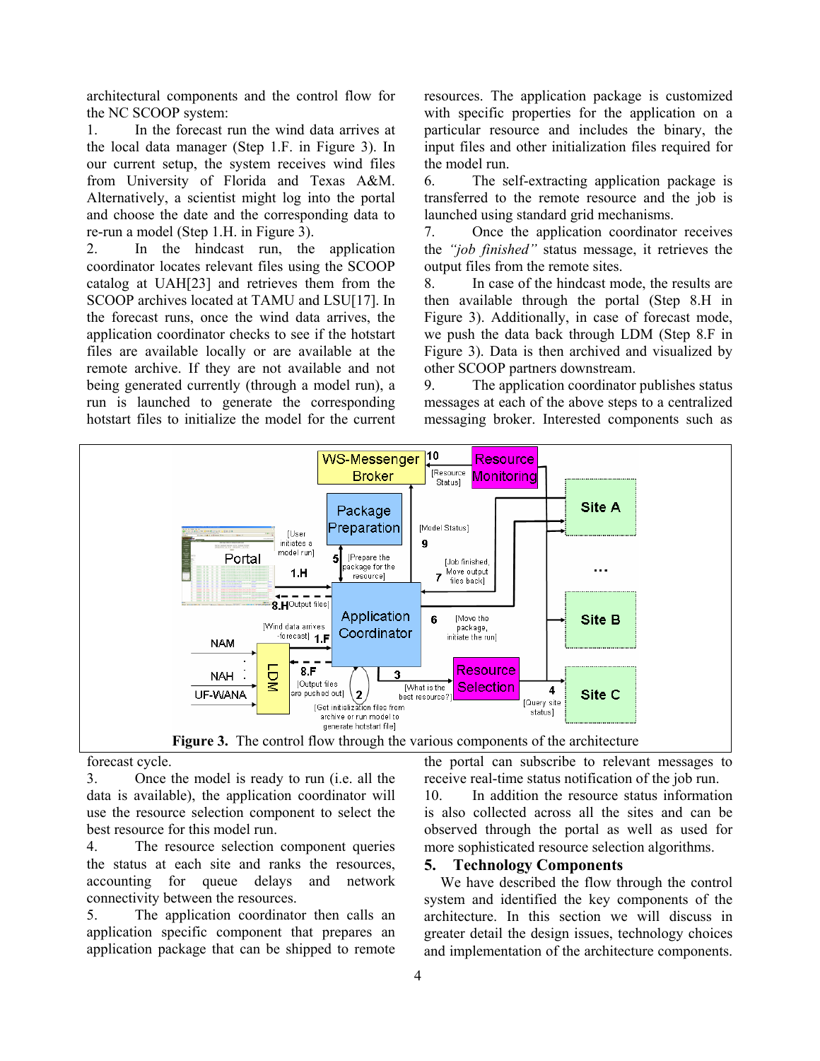architectural components and the control flow for the NC SCOOP system:

1. In the forecast run the wind data arrives at the local data manager (Step 1.F. in Figure 3). In our current setup, the system receives wind files from University of Florida and Texas A&M. Alternatively, a scientist might log into the portal and choose the date and the corresponding data to re-run a model (Step 1.H. in Figure 3).
2. In the hindcast run, the application coordinator locates relevant files using the SCOOP catalog at UAH[23] and retrieves them from the SCOOP archives located at TAMU and LSU[17]. In the forecast runs, once the wind data arrives, the application coordinator checks to see if the hotstart files are available locally or are available at the remote archive. If they are not available and not being generated currently (through a model run), a run is launched to generate the corresponding hotstart files to initialize the model for the current forecast cycle.
3. Once the model is ready to run (i.e. all the data is available), the application coordinator will use the resource selection component to select the best resource for this model run.
4. The resource selection component queries the status at each site and ranks the resources, accounting for queue delays and network connectivity between the resources.
5. The application coordinator then calls an application specific component that prepares an application package that can be shipped to remote resources. The application package is customized with specific properties for the application on a particular resource and includes the binary, the input files and other initialization files required for the model run.
6. The self-extracting application package is transferred to the remote resource and the job is launched using standard grid mechanisms.
7. Once the application coordinator receives the *"job finished"* status message, it retrieves the output files from the remote sites.
8. In case of the hindcast mode, the results are then available through the portal (Step 8.H in Figure 3). Additionally, in case of forecast mode, we push the data back through LDM (Step 8.F in Figure 3). Data is then archived and visualized by other SCOOP partners downstream.
9. The application coordinator publishes status messages at each of the above steps to a centralized messaging broker. Interested components such as the portal can subscribe to relevant messages to receive real-time status notification of the job run.
10. In addition the resource status information is also collected across all the sites and can be observed through the portal as well as used for more sophisticated resource selection algorithms.

**Figure 3.** The control flow through the various components of the architecture

## 5. Technology Components

We have described the flow through the control system and identified the key components of the architecture. In this section we will discuss in greater detail the design issues, technology choices and implementation of the architecture components.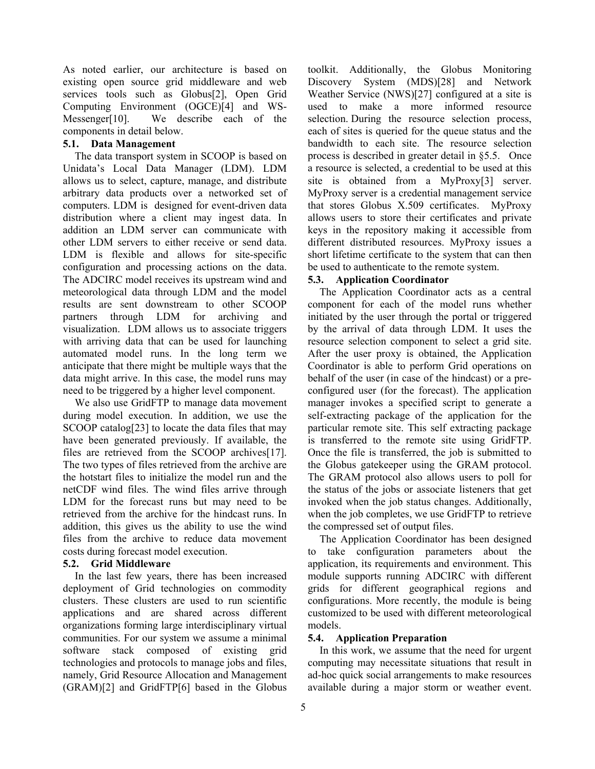As noted earlier, our architecture is based on existing open source grid middleware and web services tools such as Globus[2], Open Grid Computing Environment (OGCE)[4] and WS-Messenger[10]. We describe each of the components in detail below.

### 5.1. Data Management

The data transport system in SCOOP is based on Unidata's Local Data Manager (LDM). LDM allows us to select, capture, manage, and distribute arbitrary data products over a networked set of computers. LDM is designed for event-driven data distribution where a client may ingest data. In addition an LDM server can communicate with other LDM servers to either receive or send data. LDM is flexible and allows for site-specific configuration and processing actions on the data. The ADCIRC model receives its upstream wind and meteorological data through LDM and the model results are sent downstream to other SCOOP partners through LDM for archiving and visualization. LDM allows us to associate triggers with arriving data that can be used for launching automated model runs. In the long term we anticipate that there might be multiple ways that the data might arrive. In this case, the model runs may need to be triggered by a higher level component.

We also use GridFTP to manage data movement during model execution. In addition, we use the SCOOP catalog[23] to locate the data files that may have been generated previously. If available, the files are retrieved from the SCOOP archives[17]. The two types of files retrieved from the archive are the hotstart files to initialize the model run and the netCDF wind files. The wind files arrive through LDM for the forecast runs but may need to be retrieved from the archive for the hindcast runs. In addition, this gives us the ability to use the wind files from the archive to reduce data movement costs during forecast model execution.

### 5.2. Grid Middleware

In the last few years, there has been increased deployment of Grid technologies on commodity clusters. These clusters are used to run scientific applications and are shared across different organizations forming large interdisciplinary virtual communities. For our system we assume a minimal software stack composed of existing grid technologies and protocols to manage jobs and files, namely, Grid Resource Allocation and Management (GRAM)[2] and GridFTP[6] based in the Globus toolkit. Additionally, the Globus Monitoring Discovery System (MDS)[28] and Network Weather Service (NWS)[27] configured at a site is used to make a more informed resource selection. During the resource selection process, each of sites is queried for the queue status and the bandwidth to each site. The resource selection process is described in greater detail in §5.5. Once a resource is selected, a credential to be used at this site is obtained from a MyProxy[3] server. MyProxy server is a credential management service that stores Globus X.509 certificates. MyProxy allows users to store their certificates and private keys in the repository making it accessible from different distributed resources. MyProxy issues a short lifetime certificate to the system that can then be used to authenticate to the remote system.

### 5.3. Application Coordinator

The Application Coordinator acts as a central component for each of the model runs whether initiated by the user through the portal or triggered by the arrival of data through LDM. It uses the resource selection component to select a grid site. After the user proxy is obtained, the Application Coordinator is able to perform Grid operations on behalf of the user (in case of the hindcast) or a pre-configured user (for the forecast). The application manager invokes a specified script to generate a self-extracting package of the application for the particular remote site. This self extracting package is transferred to the remote site using GridFTP. Once the file is transferred, the job is submitted to the Globus gatekeeper using the GRAM protocol. The GRAM protocol also allows users to poll for the status of the jobs or associate listeners that get invoked when the job status changes. Additionally, when the job completes, we use GridFTP to retrieve the compressed set of output files.

The Application Coordinator has been designed to take configuration parameters about the application, its requirements and environment. This module supports running ADCIRC with different grids for different geographical regions and configurations. More recently, the module is being customized to be used with different meteorological models.

### 5.4. Application Preparation

In this work, we assume that the need for urgent computing may necessitate situations that result in ad-hoc quick social arrangements to make resources available during a major storm or weather event.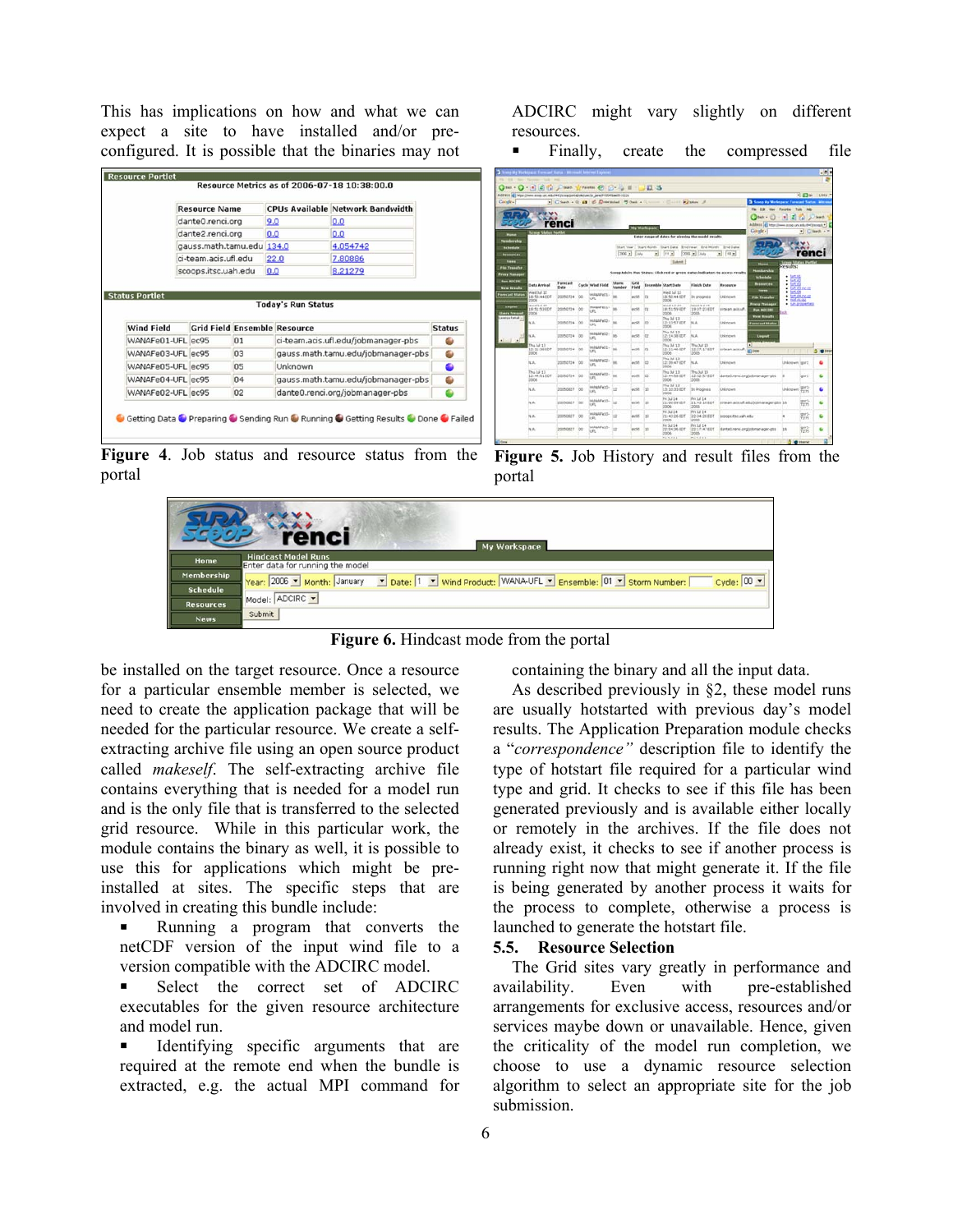This has implications on how and what we can expect a site to have installed and/or pre-configured. It is possible that the binaries may not be installed on the target resource. Once a resource for a particular ensemble member is selected, we need to create the application package that will be needed for the particular resource. We create a self-extracting archive file using an open source product called *makeself*. The self-extracting archive file contains everything that is needed for a model run and is the only file that is transferred to the selected grid resource. While in this particular work, the module contains the binary as well, it is possible to use this for applications which might be pre-installed at sites. The specific steps that are involved in creating this bundle include:

- Running a program that converts the netCDF version of the input wind file to a version compatible with the ADCIRC model.
- Select the correct set of ADCIRC executables for the given resource architecture and model run.
- Identifying specific arguments that are required at the remote end when the bundle is extracted, e.g. the actual MPI command for ADCIRC might vary slightly on different resources.
- Finally, create the compressed file containing the binary and all the input data.

**Figure 4**. Job status and resource status from the portal

**Figure 5.** Job History and result files from the portal

**Figure 6.** Hindcast mode from the portal

As described previously in §2, these model runs are usually hotstarted with previous day's model results. The Application Preparation module checks a "*correspondence*" description file to identify the type of hotstart file required for a particular wind type and grid. It checks to see if this file has been generated previously and is available either locally or remotely in the archives. If the file does not already exist, it checks to see if another process is running right now that might generate it. If the file is being generated by another process it waits for the process to complete, otherwise a process is launched to generate the hotstart file.

### 5.5. Resource Selection

The Grid sites vary greatly in performance and availability. Even with pre-established arrangements for exclusive access, resources and/or services maybe down or unavailable. Hence, given the criticality of the model run completion, we choose to use a dynamic resource selection algorithm to select an appropriate site for the job submission.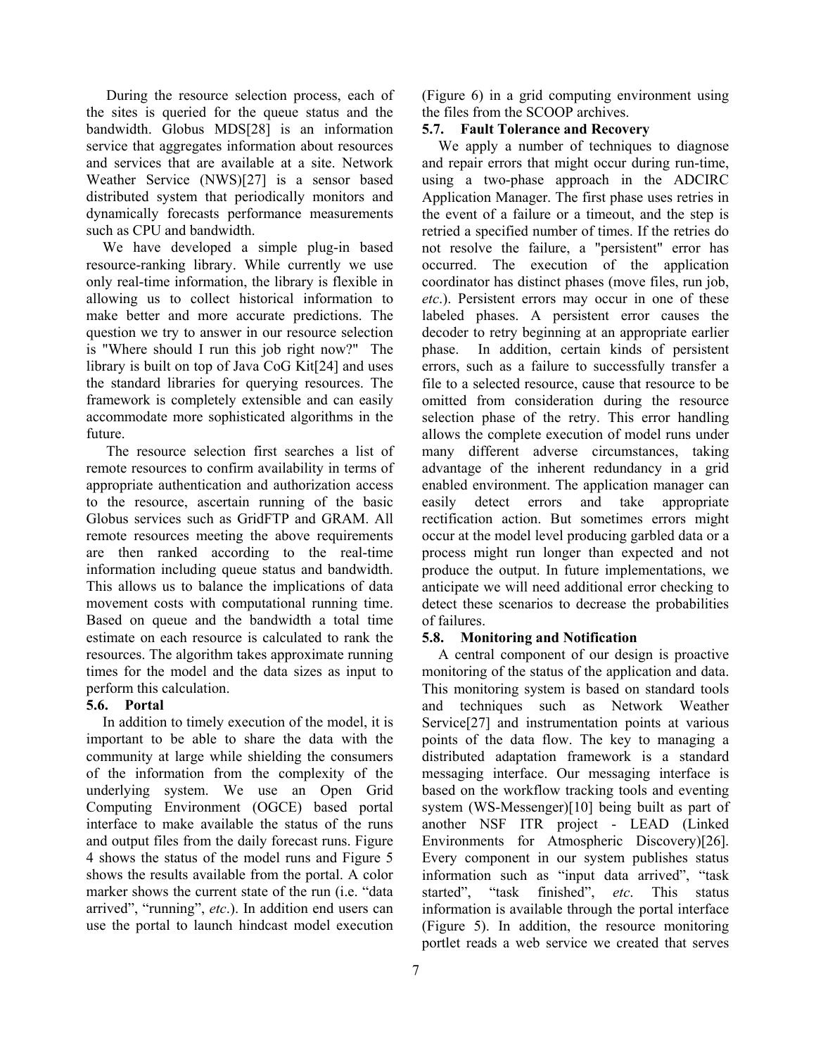During the resource selection process, each of the sites is queried for the queue status and the bandwidth. Globus MDS[28] is an information service that aggregates information about resources and services that are available at a site. Network Weather Service (NWS)[27] is a sensor based distributed system that periodically monitors and dynamically forecasts performance measurements such as CPU and bandwidth.

We have developed a simple plug-in based resource-ranking library. While currently we use only real-time information, the library is flexible in allowing us to collect historical information to make better and more accurate predictions. The question we try to answer in our resource selection is "Where should I run this job right now?" The library is built on top of Java CoG Kit[24] and uses the standard libraries for querying resources. The framework is completely extensible and can easily accommodate more sophisticated algorithms in the future.

The resource selection first searches a list of remote resources to confirm availability in terms of appropriate authentication and authorization access to the resource, ascertain running of the basic Globus services such as GridFTP and GRAM. All remote resources meeting the above requirements are then ranked according to the real-time information including queue status and bandwidth. This allows us to balance the implications of data movement costs with computational running time. Based on queue and the bandwidth a total time estimate on each resource is calculated to rank the resources. The algorithm takes approximate running times for the model and the data sizes as input to perform this calculation.

### 5.6. Portal

In addition to timely execution of the model, it is important to be able to share the data with the community at large while shielding the consumers of the information from the complexity of the underlying system. We use an Open Grid Computing Environment (OGCE) based portal interface to make available the status of the runs and output files from the daily forecast runs. Figure 4 shows the status of the model runs and Figure 5 shows the results available from the portal. A color marker shows the current state of the run (i.e. "data arrived", "running", *etc*.). In addition end users can use the portal to launch hindcast model execution (Figure 6) in a grid computing environment using the files from the SCOOP archives.

### 5.7. Fault Tolerance and Recovery

We apply a number of techniques to diagnose and repair errors that might occur during run-time, using a two-phase approach in the ADCIRC Application Manager. The first phase uses retries in the event of a failure or a timeout, and the step is retried a specified number of times. If the retries do not resolve the failure, a "persistent" error has occurred. The execution of the application coordinator has distinct phases (move files, run job, *etc*.). Persistent errors may occur in one of these labeled phases. A persistent error causes the decoder to retry beginning at an appropriate earlier phase. In addition, certain kinds of persistent errors, such as a failure to successfully transfer a file to a selected resource, cause that resource to be omitted from consideration during the resource selection phase of the retry. This error handling allows the complete execution of model runs under many different adverse circumstances, taking advantage of the inherent redundancy in a grid enabled environment. The application manager can easily detect errors and take appropriate rectification action. But sometimes errors might occur at the model level producing garbled data or a process might run longer than expected and not produce the output. In future implementations, we anticipate we will need additional error checking to detect these scenarios to decrease the probabilities of failures.

### 5.8. Monitoring and Notification

A central component of our design is proactive monitoring of the status of the application and data. This monitoring system is based on standard tools and techniques such as Network Weather Service[27] and instrumentation points at various points of the data flow. The key to managing a distributed adaptation framework is a standard messaging interface. Our messaging interface is based on the workflow tracking tools and eventing system (WS-Messenger)[10] being built as part of another NSF ITR project - LEAD (Linked Environments for Atmospheric Discovery)[26]. Every component in our system publishes status information such as "input data arrived", "task started", "task finished", *etc*. This status information is available through the portal interface (Figure 5). In addition, the resource monitoring portlet reads a web service we created that serves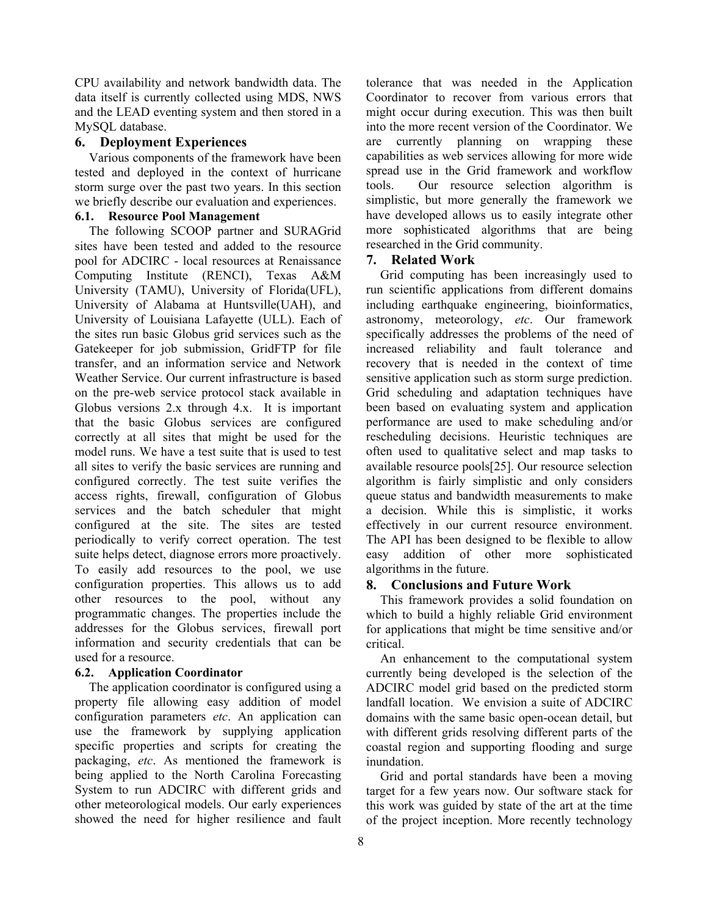CPU availability and network bandwidth data. The data itself is currently collected using MDS, NWS and the LEAD eventing system and then stored in a MySQL database.

## 6. Deployment Experiences

Various components of the framework have been tested and deployed in the context of hurricane storm surge over the past two years. In this section we briefly describe our evaluation and experiences.

### 6.1. Resource Pool Management

The following SCOOP partner and SURAGrid sites have been tested and added to the resource pool for ADCIRC - local resources at Renaissance Computing Institute (RENCI), Texas A&M University (TAMU), University of Florida(UFL), University of Alabama at Huntsville(UAH), and University of Louisiana Lafayette (ULL). Each of the sites run basic Globus grid services such as the Gatekeeper for job submission, GridFTP for file transfer, and an information service and Network Weather Service. Our current infrastructure is based on the pre-web service protocol stack available in Globus versions 2.x through 4.x. It is important that the basic Globus services are configured correctly at all sites that might be used for the model runs. We have a test suite that is used to test all sites to verify the basic services are running and configured correctly. The test suite verifies the access rights, firewall, configuration of Globus services and the batch scheduler that might configured at the site. The sites are tested periodically to verify correct operation. The test suite helps detect, diagnose errors more proactively. To easily add resources to the pool, we use configuration properties. This allows us to add other resources to the pool, without any programmatic changes. The properties include the addresses for the Globus services, firewall port information and security credentials that can be used for a resource.

### 6.2. Application Coordinator

The application coordinator is configured using a property file allowing easy addition of model configuration parameters *etc*. An application can use the framework by supplying application specific properties and scripts for creating the packaging, *etc*. As mentioned the framework is being applied to the North Carolina Forecasting System to run ADCIRC with different grids and other meteorological models. Our early experiences showed the need for higher resilience and fault tolerance that was needed in the Application Coordinator to recover from various errors that might occur during execution. This was then built into the more recent version of the Coordinator. We are currently planning on wrapping these capabilities as web services allowing for more wide spread use in the Grid framework and workflow tools. Our resource selection algorithm is simplistic, but more generally the framework we have developed allows us to easily integrate other more sophisticated algorithms that are being researched in the Grid community.

## 7. Related Work

Grid computing has been increasingly used to run scientific applications from different domains including earthquake engineering, bioinformatics, astronomy, meteorology, *etc*. Our framework specifically addresses the problems of the need of increased reliability and fault tolerance and recovery that is needed in the context of time sensitive application such as storm surge prediction. Grid scheduling and adaptation techniques have been based on evaluating system and application performance are used to make scheduling and/or rescheduling decisions. Heuristic techniques are often used to qualitative select and map tasks to available resource pools[25]. Our resource selection algorithm is fairly simplistic and only considers queue status and bandwidth measurements to make a decision. While this is simplistic, it works effectively in our current resource environment. The API has been designed to be flexible to allow easy addition of other more sophisticated algorithms in the future.

## 8. Conclusions and Future Work

This framework provides a solid foundation on which to build a highly reliable Grid environment for applications that might be time sensitive and/or critical.

An enhancement to the computational system currently being developed is the selection of the ADCIRC model grid based on the predicted storm landfall location. We envision a suite of ADCIRC domains with the same basic open-ocean detail, but with different grids resolving different parts of the coastal region and supporting flooding and surge inundation.

Grid and portal standards have been a moving target for a few years now. Our software stack for this work was guided by state of the art at the time of the project inception. More recently technology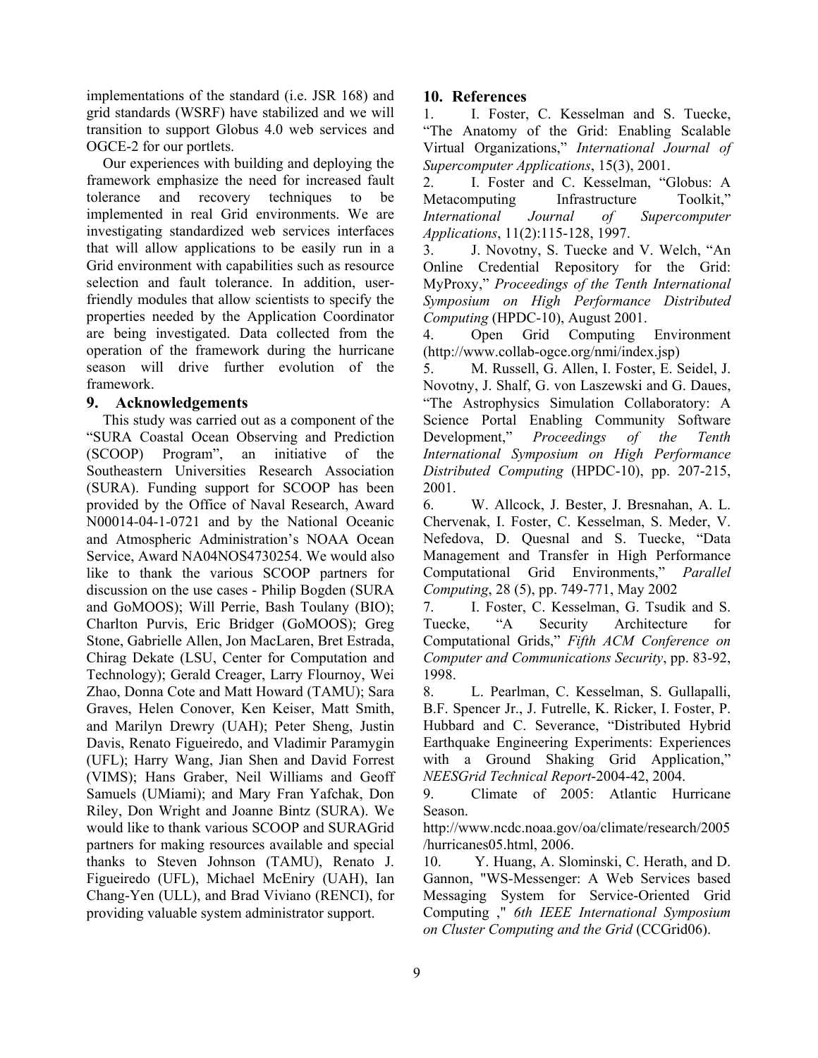implementations of the standard (i.e. JSR 168) and grid standards (WSRF) have stabilized and we will transition to support Globus 4.0 web services and OGCE-2 for our portlets.

Our experiences with building and deploying the framework emphasize the need for increased fault tolerance and recovery techniques to be implemented in real Grid environments. We are investigating standardized web services interfaces that will allow applications to be easily run in a Grid environment with capabilities such as resource selection and fault tolerance. In addition, user-friendly modules that allow scientists to specify the properties needed by the Application Coordinator are being investigated. Data collected from the operation of the framework during the hurricane season will drive further evolution of the framework.

## 9. Acknowledgements

This study was carried out as a component of the "SURA Coastal Ocean Observing and Prediction (SCOOP) Program", an initiative of the Southeastern Universities Research Association (SURA). Funding support for SCOOP has been provided by the Office of Naval Research, Award N00014-04-1-0721 and by the National Oceanic and Atmospheric Administration's NOAA Ocean Service, Award NA04NOS4730254. We would also like to thank the various SCOOP partners for discussion on the use cases - Philip Bogden (SURA and GoMOOS); Will Perrie, Bash Toulany (BIO); Charlton Purvis, Eric Bridger (GoMOOS); Greg Stone, Gabrielle Allen, Jon MacLaren, Bret Estrada, Chirag Dekate (LSU, Center for Computation and Technology); Gerald Creager, Larry Flournoy, Wei Zhao, Donna Cote and Matt Howard (TAMU); Sara Graves, Helen Conover, Ken Keiser, Matt Smith, and Marilyn Drewry (UAH); Peter Sheng, Justin Davis, Renato Figueiredo, and Vladimir Paramygin (UFL); Harry Wang, Jian Shen and David Forrest (VIMS); Hans Graber, Neil Williams and Geoff Samuels (UMiami); and Mary Fran Yafchak, Don Riley, Don Wright and Joanne Bintz (SURA). We would like to thank various SCOOP and SURAGrid partners for making resources available and special thanks to Steven Johnson (TAMU), Renato J. Figueiredo (UFL), Michael McEniry (UAH), Ian Chang-Yen (ULL), and Brad Viviano (RENCI), for providing valuable system administrator support.

## 10. References

1. I. Foster, C. Kesselman and S. Tuecke, "The Anatomy of the Grid: Enabling Scalable Virtual Organizations," *International Journal of Supercomputer Applications*, 15(3), 2001.
2. I. Foster and C. Kesselman, "Globus: A Metacomputing Infrastructure Toolkit," *International Journal of Supercomputer Applications*, 11(2):115-128, 1997.
3. J. Novotny, S. Tuecke and V. Welch, "An Online Credential Repository for the Grid: MyProxy," *Proceedings of the Tenth International Symposium on High Performance Distributed Computing* (HPDC-10), August 2001.
4. Open Grid Computing Environment (http://www.collab-ogce.org/nmi/index.jsp)
5. M. Russell, G. Allen, I. Foster, E. Seidel, J. Novotny, J. Shalf, G. von Laszewski and G. Daues, "The Astrophysics Simulation Collaboratory: A Science Portal Enabling Community Software Development," *Proceedings of the Tenth International Symposium on High Performance Distributed Computing* (HPDC-10), pp. 207-215, 2001.
6. W. Allcock, J. Bester, J. Bresnahan, A. L. Chervenak, I. Foster, C. Kesselman, S. Meder, V. Nefedova, D. Quesnal and S. Tuecke, "Data Management and Transfer in High Performance Computational Grid Environments," *Parallel Computing*, 28 (5), pp. 749-771, May 2002
7. I. Foster, C. Kesselman, G. Tsudik and S. Tuecke, "A Security Architecture for Computational Grids," *Fifth ACM Conference on Computer and Communications Security*, pp. 83-92, 1998.
8. L. Pearlman, C. Kesselman, S. Gullapalli, B.F. Spencer Jr., J. Futrelle, K. Ricker, I. Foster, P. Hubbard and C. Severance, "Distributed Hybrid Earthquake Engineering Experiments: Experiences with a Ground Shaking Grid Application," *NEESGrid Technical Report*-2004-42, 2004.
9. Climate of 2005: Atlantic Hurricane Season. http://www.ncdc.noaa.gov/oa/climate/research/2005/hurricanes05.html, 2006.
10. Y. Huang, A. Slominski, C. Herath, and D. Gannon, "WS-Messenger: A Web Services based Messaging System for Service-Oriented Grid Computing ," *6th IEEE International Symposium on Cluster Computing and the Grid* (CCGrid06).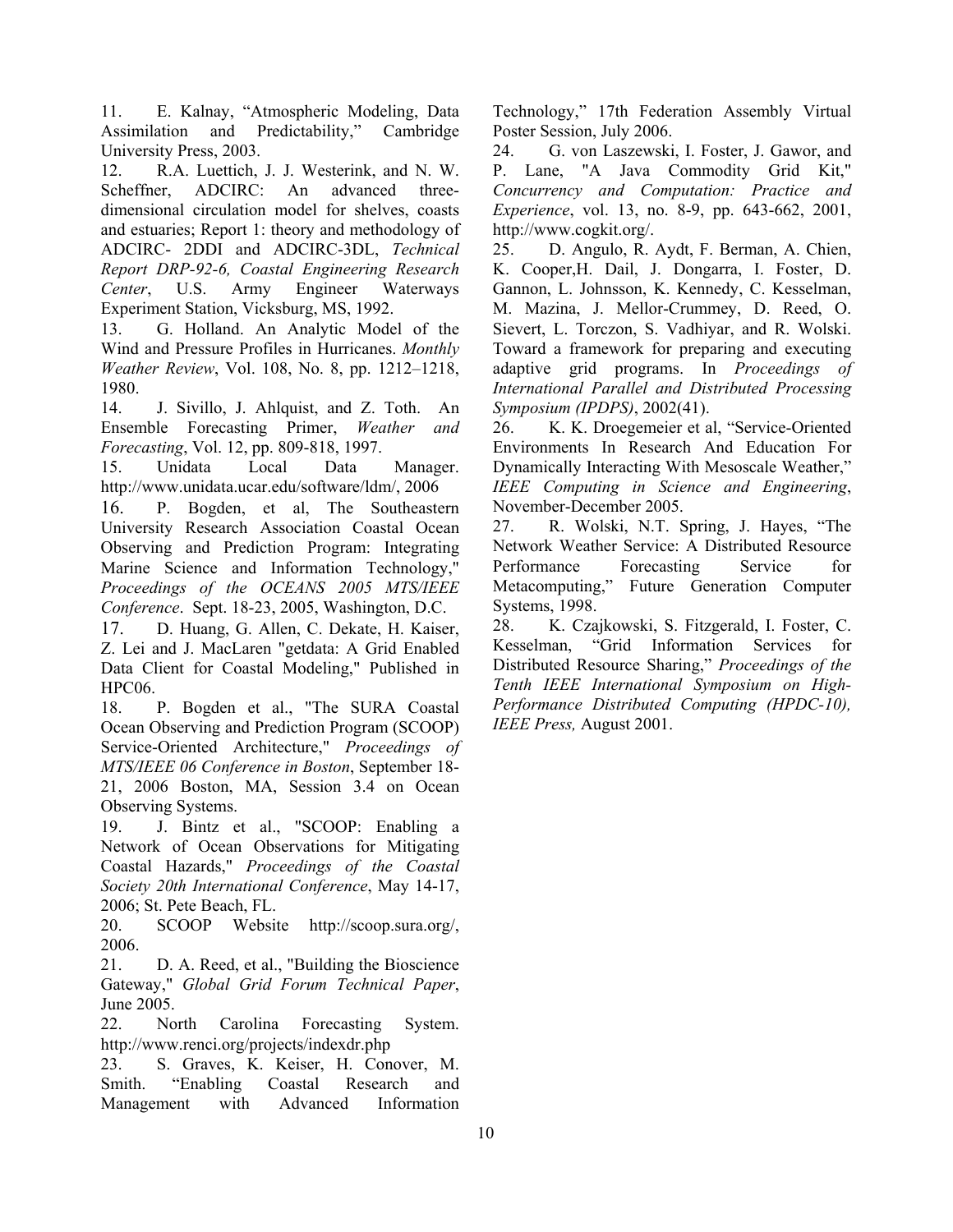11. E. Kalnay, "Atmospheric Modeling, Data Assimilation and Predictability," Cambridge University Press, 2003.

12. R.A. Luettich, J. J. Westerink, and N. W. Scheffner, ADCIRC: An advanced three-dimensional circulation model for shelves, coasts and estuaries; Report 1: theory and methodology of ADCIRC- 2DDI and ADCIRC-3DL, *Technical Report DRP-92-6, Coastal Engineering Research Center*, U.S. Army Engineer Waterways Experiment Station, Vicksburg, MS, 1992.

13. G. Holland. An Analytic Model of the Wind and Pressure Profiles in Hurricanes. *Monthly Weather Review*, Vol. 108, No. 8, pp. 1212–1218, 1980.

14. J. Sivillo, J. Ahlquist, and Z. Toth. An Ensemble Forecasting Primer, *Weather and Forecasting*, Vol. 12, pp. 809-818, 1997.

15. Unidata Local Data Manager. http://www.unidata.ucar.edu/software/ldm/, 2006

16. P. Bogden, et al, The Southeastern University Research Association Coastal Ocean Observing and Prediction Program: Integrating Marine Science and Information Technology," *Proceedings of the OCEANS 2005 MTS/IEEE Conference*. Sept. 18-23, 2005, Washington, D.C.

17. D. Huang, G. Allen, C. Dekate, H. Kaiser, Z. Lei and J. MacLaren "getdata: A Grid Enabled Data Client for Coastal Modeling," Published in HPC06.

18. P. Bogden et al., "The SURA Coastal Ocean Observing and Prediction Program (SCOOP) Service-Oriented Architecture," *Proceedings of MTS/IEEE 06 Conference in Boston*, September 18-21, 2006 Boston, MA, Session 3.4 on Ocean Observing Systems.

19. J. Bintz et al., "SCOOP: Enabling a Network of Ocean Observations for Mitigating Coastal Hazards," *Proceedings of the Coastal Society 20th International Conference*, May 14-17, 2006; St. Pete Beach, FL.

20. SCOOP Website http://scoop.sura.org/, 2006.

21. D. A. Reed, et al., "Building the Bioscience Gateway," *Global Grid Forum Technical Paper*, June 2005.

22. North Carolina Forecasting System. http://www.renci.org/projects/indexdr.php

23. S. Graves, K. Keiser, H. Conover, M. Smith. "Enabling Coastal Research and Management with Advanced Information Technology," 17th Federation Assembly Virtual Poster Session, July 2006.

24. G. von Laszewski, I. Foster, J. Gawor, and P. Lane, "A Java Commodity Grid Kit," *Concurrency and Computation: Practice and Experience*, vol. 13, no. 8-9, pp. 643-662, 2001, http://www.cogkit.org/.

25. D. Angulo, R. Aydt, F. Berman, A. Chien, K. Cooper,H. Dail, J. Dongarra, I. Foster, D. Gannon, L. Johnsson, K. Kennedy, C. Kesselman, M. Mazina, J. Mellor-Crummey, D. Reed, O. Sievert, L. Torczon, S. Vadhiyar, and R. Wolski. Toward a framework for preparing and executing adaptive grid programs. In *Proceedings of International Parallel and Distributed Processing Symposium (IPDPS)*, 2002(41).

26. K. K. Droegemeier et al, "Service-Oriented Environments In Research And Education For Dynamically Interacting With Mesoscale Weather," *IEEE Computing in Science and Engineering*, November-December 2005.

27. R. Wolski, N.T. Spring, J. Hayes, "The Network Weather Service: A Distributed Resource Performance Forecasting Service for Metacomputing," Future Generation Computer Systems, 1998.

28. K. Czajkowski, S. Fitzgerald, I. Foster, C. Kesselman, "Grid Information Services for Distributed Resource Sharing," *Proceedings of the Tenth IEEE International Symposium on High-Performance Distributed Computing (HPDC-10), IEEE Press,* August 2001.